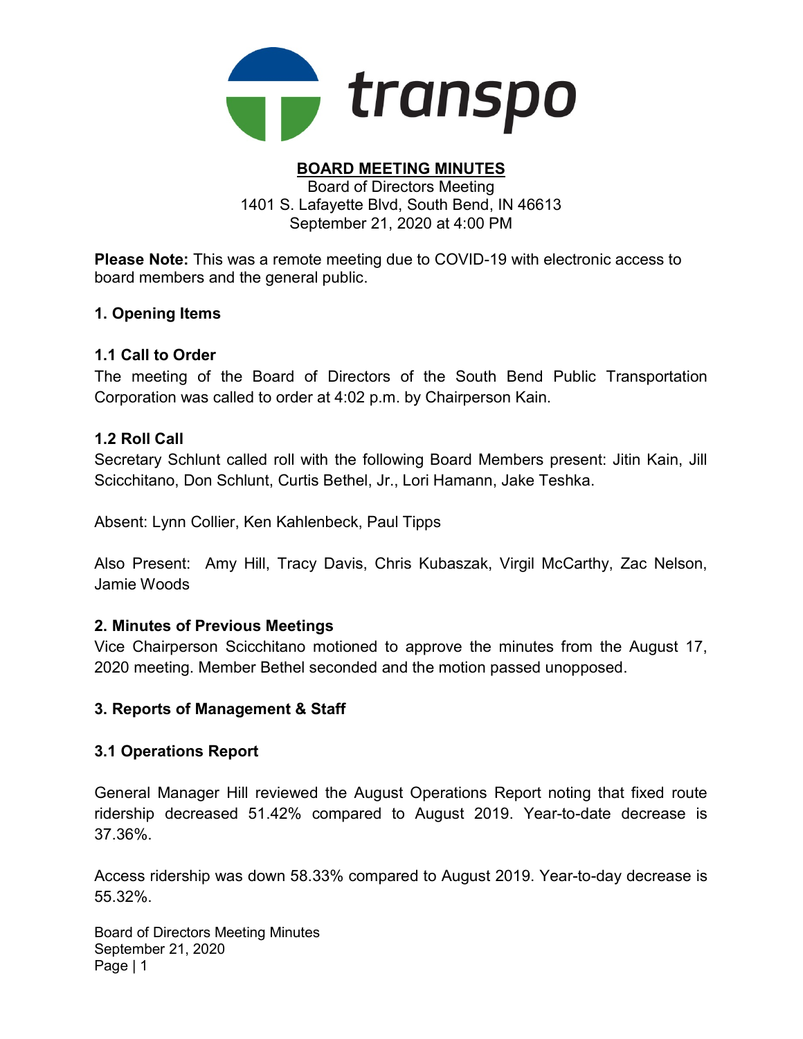transpo

# BOARD MEETING MINUTES

Board of Directors Meeting
1401 S. Lafayette Blvd, South Bend, IN 46613
September 21, 2020 at 4:00 PM

**Please Note:** This was a remote meeting due to COVID-19 with electronic access to board members and the general public.

## 1. Opening Items

### 1.1 Call to Order

The meeting of the Board of Directors of the South Bend Public Transportation Corporation was called to order at 4:02 p.m. by Chairperson Kain.

### 1.2 Roll Call

Secretary Schlunt called roll with the following Board Members present: Jitin Kain, Jill Scicchitano, Don Schlunt, Curtis Bethel, Jr., Lori Hamann, Jake Teshka.

Absent: Lynn Collier, Ken Kahlenbeck, Paul Tipps

Also Present: Amy Hill, Tracy Davis, Chris Kubaszak, Virgil McCarthy, Zac Nelson, Jamie Woods

## 2. Minutes of Previous Meetings

Vice Chairperson Scicchitano motioned to approve the minutes from the August 17, 2020 meeting. Member Bethel seconded and the motion passed unopposed.

## 3. Reports of Management & Staff

### 3.1 Operations Report

General Manager Hill reviewed the August Operations Report noting that fixed route ridership decreased 51.42% compared to August 2019. Year-to-date decrease is 37.36%.

Access ridership was down 58.33% compared to August 2019. Year-to-day decrease is 55.32%.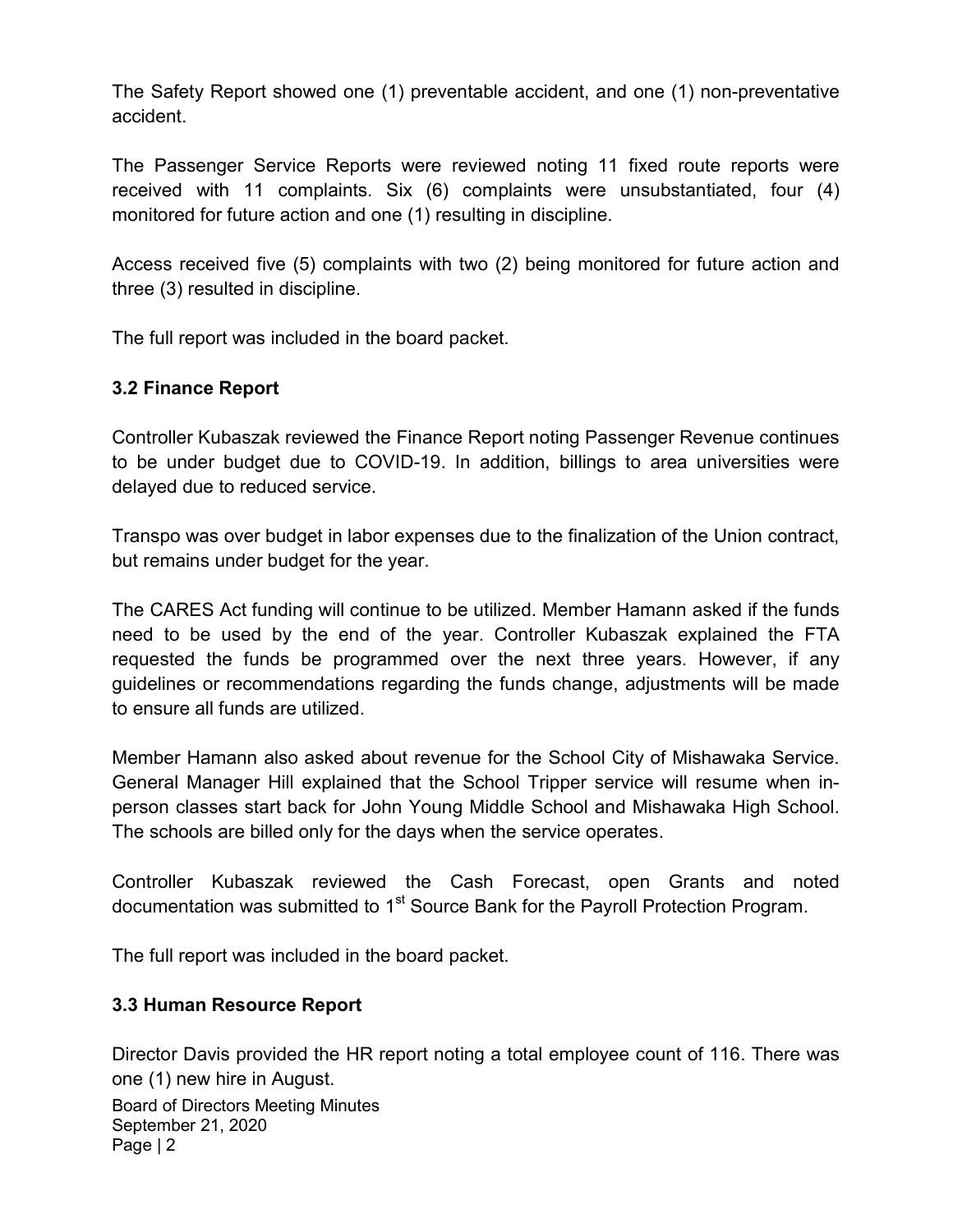The Safety Report showed one (1) preventable accident, and one (1) non-preventative accident.

The Passenger Service Reports were reviewed noting 11 fixed route reports were received with 11 complaints. Six (6) complaints were unsubstantiated, four (4) monitored for future action and one (1) resulting in discipline.

Access received five (5) complaints with two (2) being monitored for future action and three (3) resulted in discipline.

The full report was included in the board packet.

### 3.2 Finance Report

Controller Kubaszak reviewed the Finance Report noting Passenger Revenue continues to be under budget due to COVID-19. In addition, billings to area universities were delayed due to reduced service.

Transpo was over budget in labor expenses due to the finalization of the Union contract, but remains under budget for the year.

The CARES Act funding will continue to be utilized. Member Hamann asked if the funds need to be used by the end of the year. Controller Kubaszak explained the FTA requested the funds be programmed over the next three years. However, if any guidelines or recommendations regarding the funds change, adjustments will be made to ensure all funds are utilized.

Member Hamann also asked about revenue for the School City of Mishawaka Service. General Manager Hill explained that the School Tripper service will resume when in-person classes start back for John Young Middle School and Mishawaka High School. The schools are billed only for the days when the service operates.

Controller Kubaszak reviewed the Cash Forecast, open Grants and noted documentation was submitted to 1st Source Bank for the Payroll Protection Program.

The full report was included in the board packet.

### 3.3 Human Resource Report

Director Davis provided the HR report noting a total employee count of 116. There was one (1) new hire in August.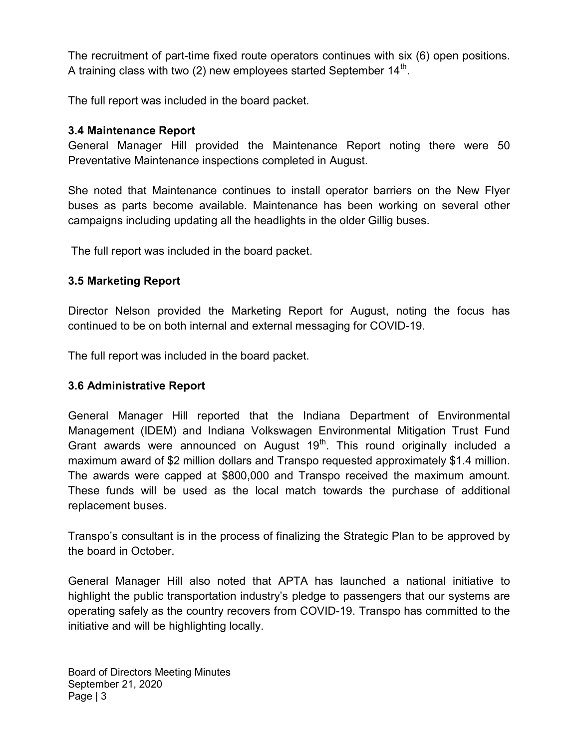The recruitment of part-time fixed route operators continues with six (6) open positions. A training class with two (2) new employees started September 14th.

The full report was included in the board packet.

**3.4 Maintenance Report**

General Manager Hill provided the Maintenance Report noting there were 50 Preventative Maintenance inspections completed in August.

She noted that Maintenance continues to install operator barriers on the New Flyer buses as parts become available. Maintenance has been working on several other campaigns including updating all the headlights in the older Gillig buses.

The full report was included in the board packet.

**3.5 Marketing Report**

Director Nelson provided the Marketing Report for August, noting the focus has continued to be on both internal and external messaging for COVID-19.

The full report was included in the board packet.

**3.6 Administrative Report**

General Manager Hill reported that the Indiana Department of Environmental Management (IDEM) and Indiana Volkswagen Environmental Mitigation Trust Fund Grant awards were announced on August 19th. This round originally included a maximum award of $2 million dollars and Transpo requested approximately $1.4 million. The awards were capped at $800,000 and Transpo received the maximum amount. These funds will be used as the local match towards the purchase of additional replacement buses.

Transpo's consultant is in the process of finalizing the Strategic Plan to be approved by the board in October.

General Manager Hill also noted that APTA has launched a national initiative to highlight the public transportation industry's pledge to passengers that our systems are operating safely as the country recovers from COVID-19. Transpo has committed to the initiative and will be highlighting locally.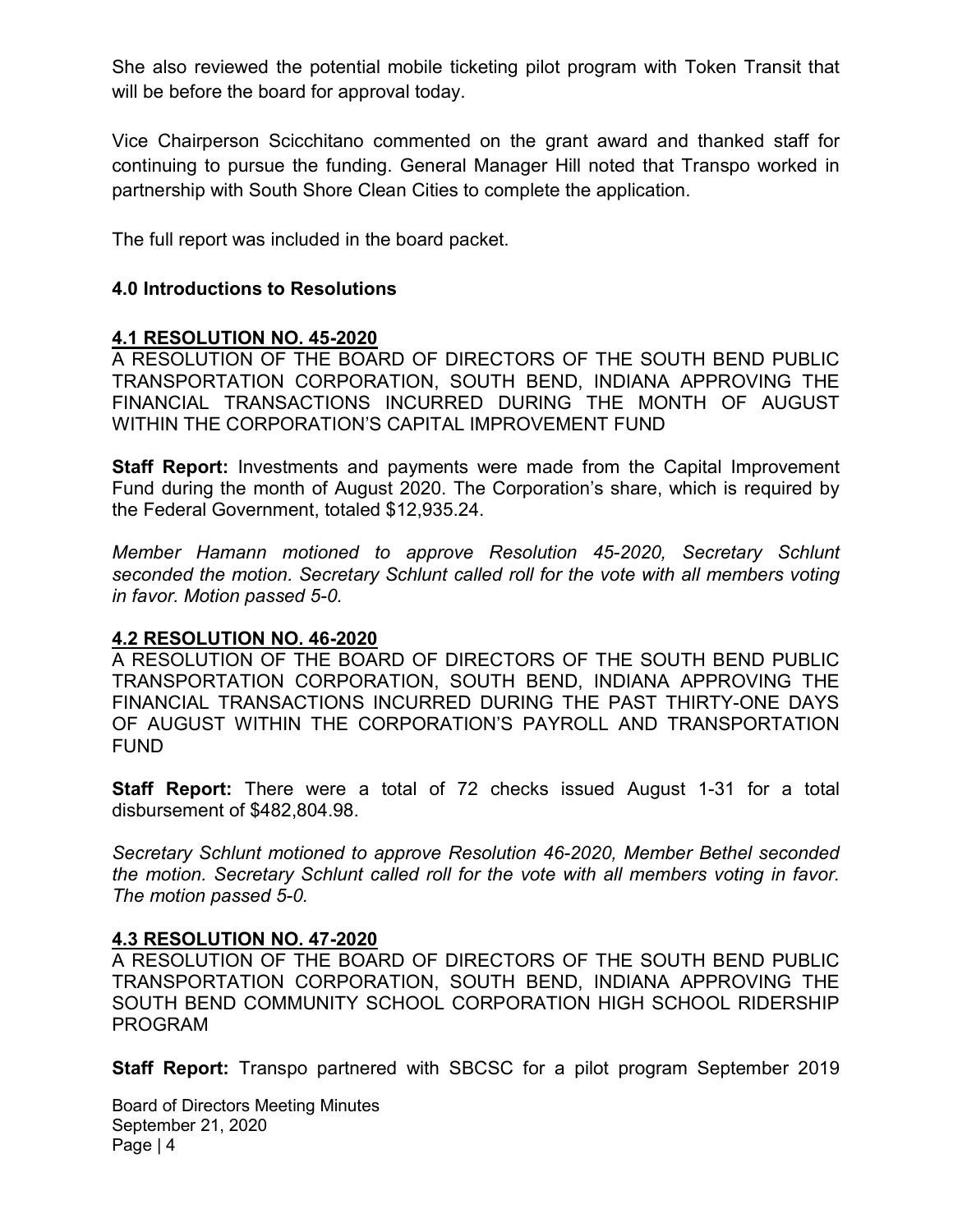She also reviewed the potential mobile ticketing pilot program with Token Transit that will be before the board for approval today.

Vice Chairperson Scicchitano commented on the grant award and thanked staff for continuing to pursue the funding. General Manager Hill noted that Transpo worked in partnership with South Shore Clean Cities to complete the application.

The full report was included in the board packet.

## 4.0 Introductions to Resolutions

### 4.1 RESOLUTION NO. 45-2020

A RESOLUTION OF THE BOARD OF DIRECTORS OF THE SOUTH BEND PUBLIC TRANSPORTATION CORPORATION, SOUTH BEND, INDIANA APPROVING THE FINANCIAL TRANSACTIONS INCURRED DURING THE MONTH OF AUGUST WITHIN THE CORPORATION'S CAPITAL IMPROVEMENT FUND

**Staff Report:** Investments and payments were made from the Capital Improvement Fund during the month of August 2020. The Corporation's share, which is required by the Federal Government, totaled $12,935.24.

*Member Hamann motioned to approve Resolution 45-2020, Secretary Schlunt seconded the motion. Secretary Schlunt called roll for the vote with all members voting in favor. Motion passed 5-0.*

### 4.2 RESOLUTION NO. 46-2020

A RESOLUTION OF THE BOARD OF DIRECTORS OF THE SOUTH BEND PUBLIC TRANSPORTATION CORPORATION, SOUTH BEND, INDIANA APPROVING THE FINANCIAL TRANSACTIONS INCURRED DURING THE PAST THIRTY-ONE DAYS OF AUGUST WITHIN THE CORPORATION'S PAYROLL AND TRANSPORTATION FUND

**Staff Report:** There were a total of 72 checks issued August 1-31 for a total disbursement of $482,804.98.

*Secretary Schlunt motioned to approve Resolution 46-2020, Member Bethel seconded the motion. Secretary Schlunt called roll for the vote with all members voting in favor. The motion passed 5-0.*

### 4.3 RESOLUTION NO. 47-2020

A RESOLUTION OF THE BOARD OF DIRECTORS OF THE SOUTH BEND PUBLIC TRANSPORTATION CORPORATION, SOUTH BEND, INDIANA APPROVING THE SOUTH BEND COMMUNITY SCHOOL CORPORATION HIGH SCHOOL RIDERSHIP PROGRAM

**Staff Report:** Transpo partnered with SBCSC for a pilot program September 2019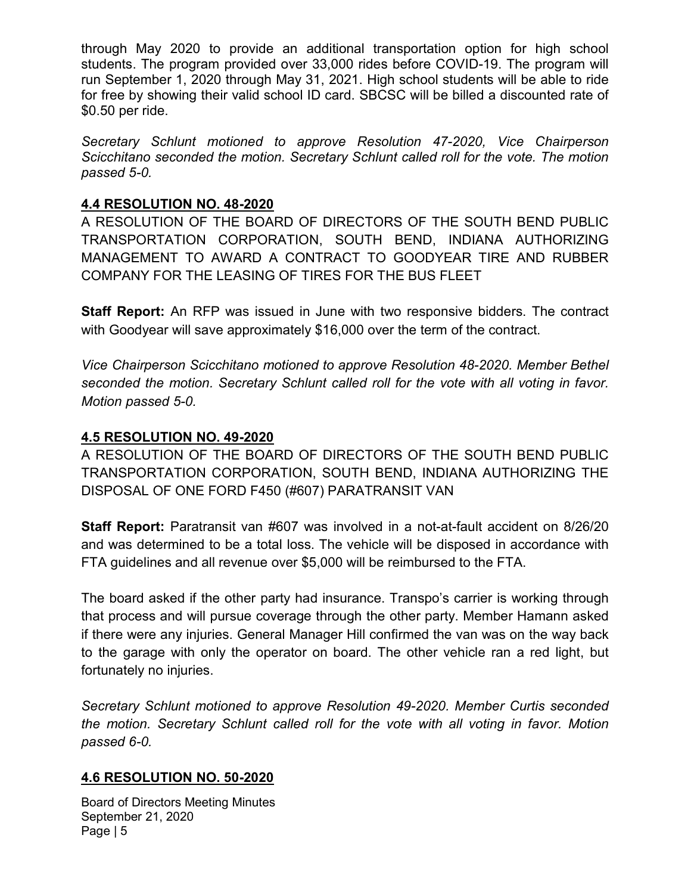through May 2020 to provide an additional transportation option for high school students. The program provided over 33,000 rides before COVID-19. The program will run September 1, 2020 through May 31, 2021. High school students will be able to ride for free by showing their valid school ID card. SBCSC will be billed a discounted rate of $0.50 per ride.

*Secretary Schlunt motioned to approve Resolution 47-2020, Vice Chairperson Scicchitano seconded the motion. Secretary Schlunt called roll for the vote. The motion passed 5-0.*

## 4.4 RESOLUTION NO. 48-2020

A RESOLUTION OF THE BOARD OF DIRECTORS OF THE SOUTH BEND PUBLIC TRANSPORTATION CORPORATION, SOUTH BEND, INDIANA AUTHORIZING MANAGEMENT TO AWARD A CONTRACT TO GOODYEAR TIRE AND RUBBER COMPANY FOR THE LEASING OF TIRES FOR THE BUS FLEET

**Staff Report:** An RFP was issued in June with two responsive bidders. The contract with Goodyear will save approximately $16,000 over the term of the contract.

*Vice Chairperson Scicchitano motioned to approve Resolution 48-2020. Member Bethel seconded the motion. Secretary Schlunt called roll for the vote with all voting in favor. Motion passed 5-0.*

## 4.5 RESOLUTION NO. 49-2020

A RESOLUTION OF THE BOARD OF DIRECTORS OF THE SOUTH BEND PUBLIC TRANSPORTATION CORPORATION, SOUTH BEND, INDIANA AUTHORIZING THE DISPOSAL OF ONE FORD F450 (#607) PARATRANSIT VAN

**Staff Report:** Paratransit van #607 was involved in a not-at-fault accident on 8/26/20 and was determined to be a total loss. The vehicle will be disposed in accordance with FTA guidelines and all revenue over $5,000 will be reimbursed to the FTA.

The board asked if the other party had insurance. Transpo's carrier is working through that process and will pursue coverage through the other party. Member Hamann asked if there were any injuries. General Manager Hill confirmed the van was on the way back to the garage with only the operator on board. The other vehicle ran a red light, but fortunately no injuries.

*Secretary Schlunt motioned to approve Resolution 49-2020. Member Curtis seconded the motion. Secretary Schlunt called roll for the vote with all voting in favor. Motion passed 6-0.*

## 4.6 RESOLUTION NO. 50-2020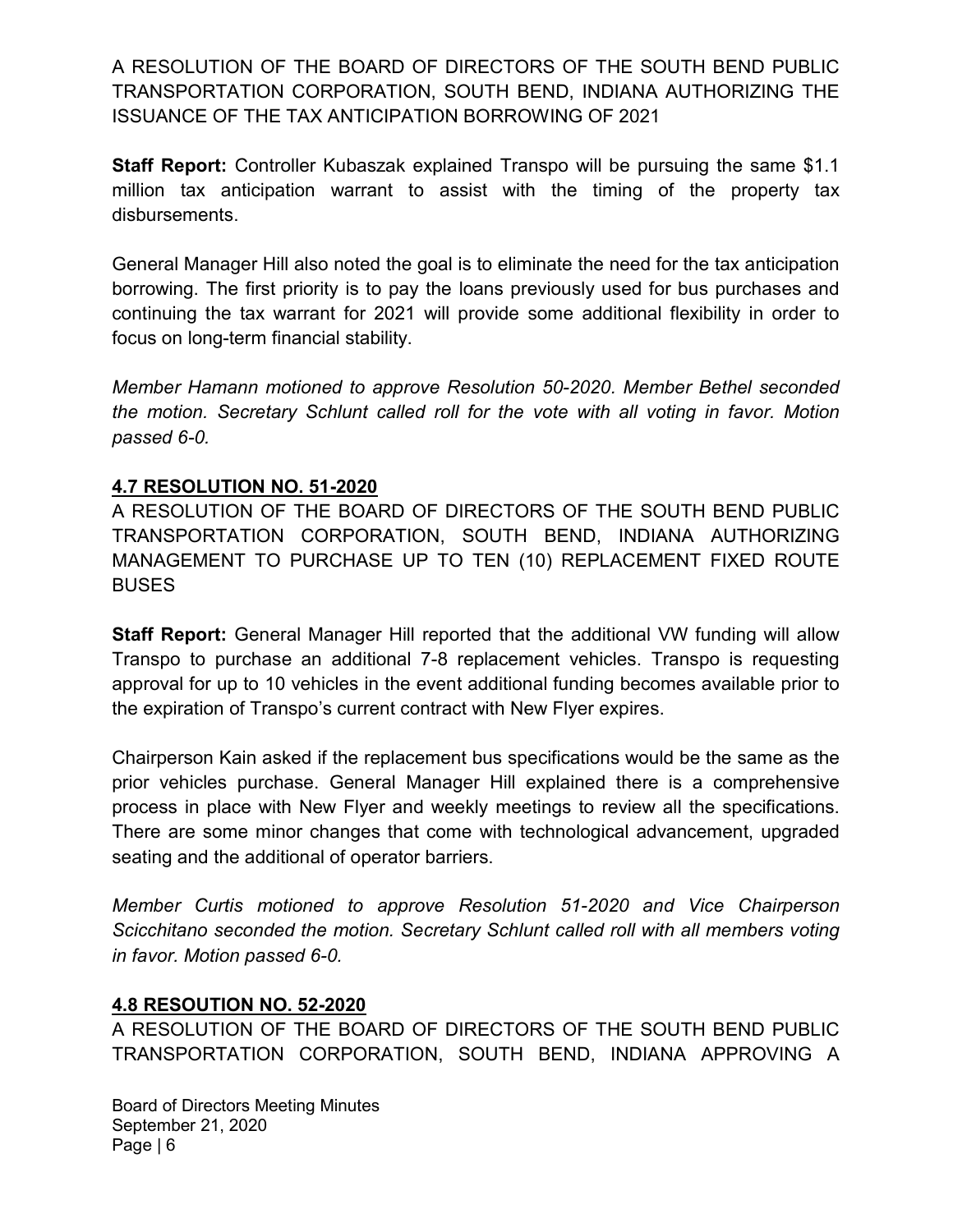A RESOLUTION OF THE BOARD OF DIRECTORS OF THE SOUTH BEND PUBLIC TRANSPORTATION CORPORATION, SOUTH BEND, INDIANA AUTHORIZING THE ISSUANCE OF THE TAX ANTICIPATION BORROWING OF 2021

**Staff Report:** Controller Kubaszak explained Transpo will be pursuing the same $1.1 million tax anticipation warrant to assist with the timing of the property tax disbursements.

General Manager Hill also noted the goal is to eliminate the need for the tax anticipation borrowing. The first priority is to pay the loans previously used for bus purchases and continuing the tax warrant for 2021 will provide some additional flexibility in order to focus on long-term financial stability.

*Member Hamann motioned to approve Resolution 50-2020. Member Bethel seconded the motion. Secretary Schlunt called roll for the vote with all voting in favor. Motion passed 6-0.*

### 4.7 RESOLUTION NO. 51-2020

A RESOLUTION OF THE BOARD OF DIRECTORS OF THE SOUTH BEND PUBLIC TRANSPORTATION CORPORATION, SOUTH BEND, INDIANA AUTHORIZING MANAGEMENT TO PURCHASE UP TO TEN (10) REPLACEMENT FIXED ROUTE BUSES

**Staff Report:** General Manager Hill reported that the additional VW funding will allow Transpo to purchase an additional 7-8 replacement vehicles. Transpo is requesting approval for up to 10 vehicles in the event additional funding becomes available prior to the expiration of Transpo's current contract with New Flyer expires.

Chairperson Kain asked if the replacement bus specifications would be the same as the prior vehicles purchase. General Manager Hill explained there is a comprehensive process in place with New Flyer and weekly meetings to review all the specifications. There are some minor changes that come with technological advancement, upgraded seating and the additional of operator barriers.

*Member Curtis motioned to approve Resolution 51-2020 and Vice Chairperson Scicchitano seconded the motion. Secretary Schlunt called roll with all members voting in favor. Motion passed 6-0.*

### 4.8 RESOUTION NO. 52-2020

A RESOLUTION OF THE BOARD OF DIRECTORS OF THE SOUTH BEND PUBLIC TRANSPORTATION CORPORATION, SOUTH BEND, INDIANA APPROVING A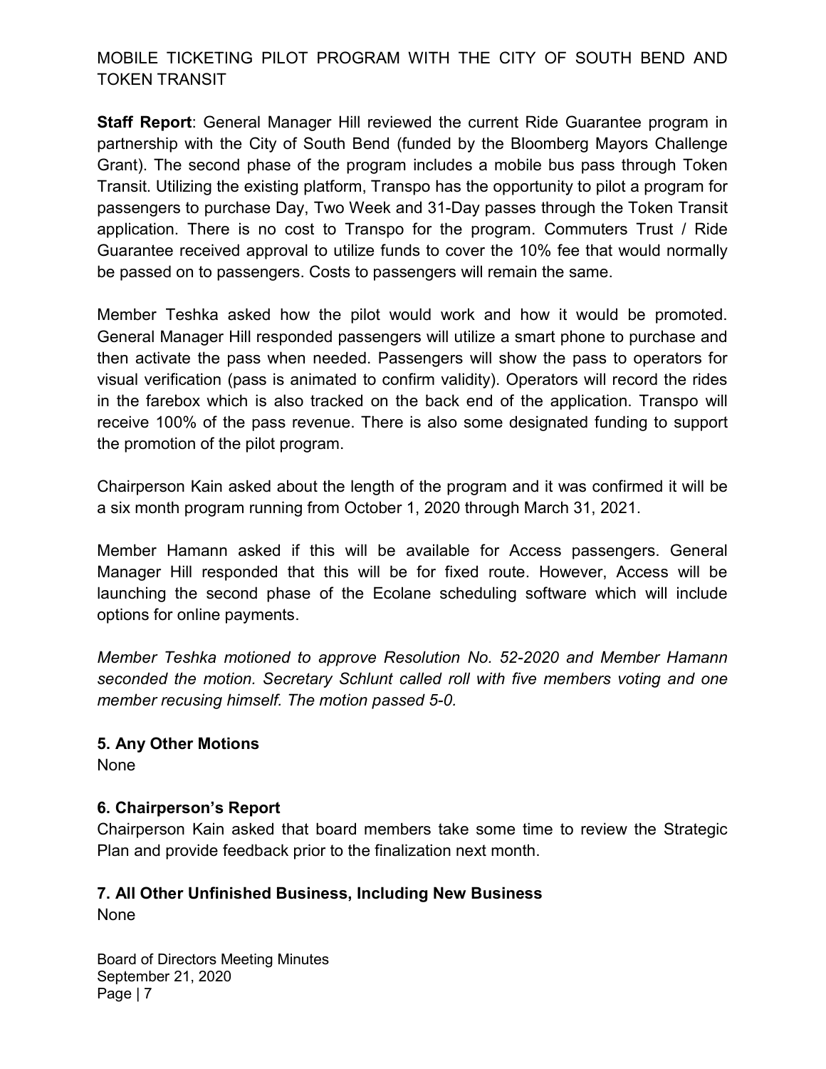MOBILE TICKETING PILOT PROGRAM WITH THE CITY OF SOUTH BEND AND TOKEN TRANSIT

**Staff Report**: General Manager Hill reviewed the current Ride Guarantee program in partnership with the City of South Bend (funded by the Bloomberg Mayors Challenge Grant). The second phase of the program includes a mobile bus pass through Token Transit. Utilizing the existing platform, Transpo has the opportunity to pilot a program for passengers to purchase Day, Two Week and 31-Day passes through the Token Transit application. There is no cost to Transpo for the program. Commuters Trust / Ride Guarantee received approval to utilize funds to cover the 10% fee that would normally be passed on to passengers. Costs to passengers will remain the same.

Member Teshka asked how the pilot would work and how it would be promoted. General Manager Hill responded passengers will utilize a smart phone to purchase and then activate the pass when needed. Passengers will show the pass to operators for visual verification (pass is animated to confirm validity). Operators will record the rides in the farebox which is also tracked on the back end of the application. Transpo will receive 100% of the pass revenue. There is also some designated funding to support the promotion of the pilot program.

Chairperson Kain asked about the length of the program and it was confirmed it will be a six month program running from October 1, 2020 through March 31, 2021.

Member Hamann asked if this will be available for Access passengers. General Manager Hill responded that this will be for fixed route. However, Access will be launching the second phase of the Ecolane scheduling software which will include options for online payments.

*Member Teshka motioned to approve Resolution No. 52-2020 and Member Hamann seconded the motion. Secretary Schlunt called roll with five members voting and one member recusing himself. The motion passed 5-0.*

### 5. Any Other Motions

None

### 6. Chairperson's Report

Chairperson Kain asked that board members take some time to review the Strategic Plan and provide feedback prior to the finalization next month.

### 7. All Other Unfinished Business, Including New Business

None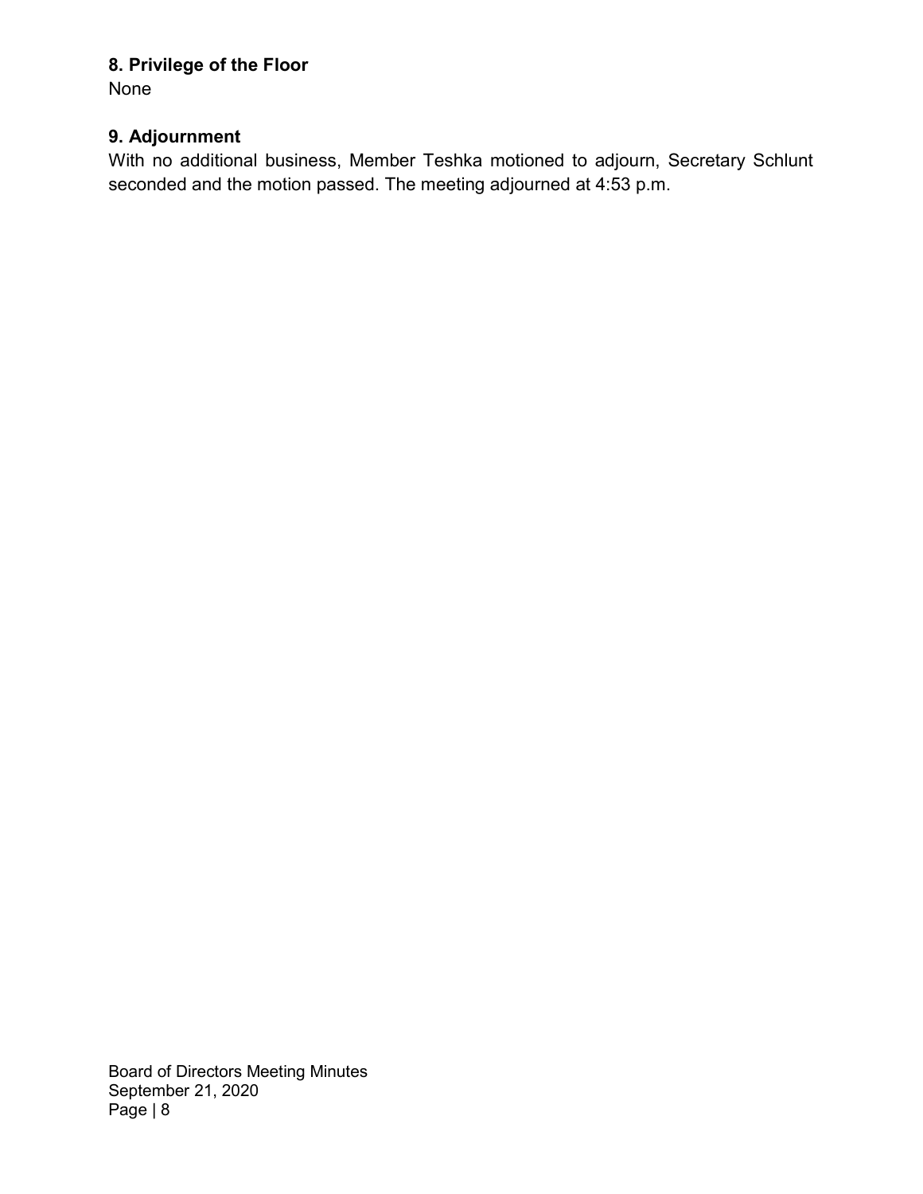**8. Privilege of the Floor**

None

**9. Adjournment**

With no additional business, Member Teshka motioned to adjourn, Secretary Schlunt seconded and the motion passed. The meeting adjourned at 4:53 p.m.